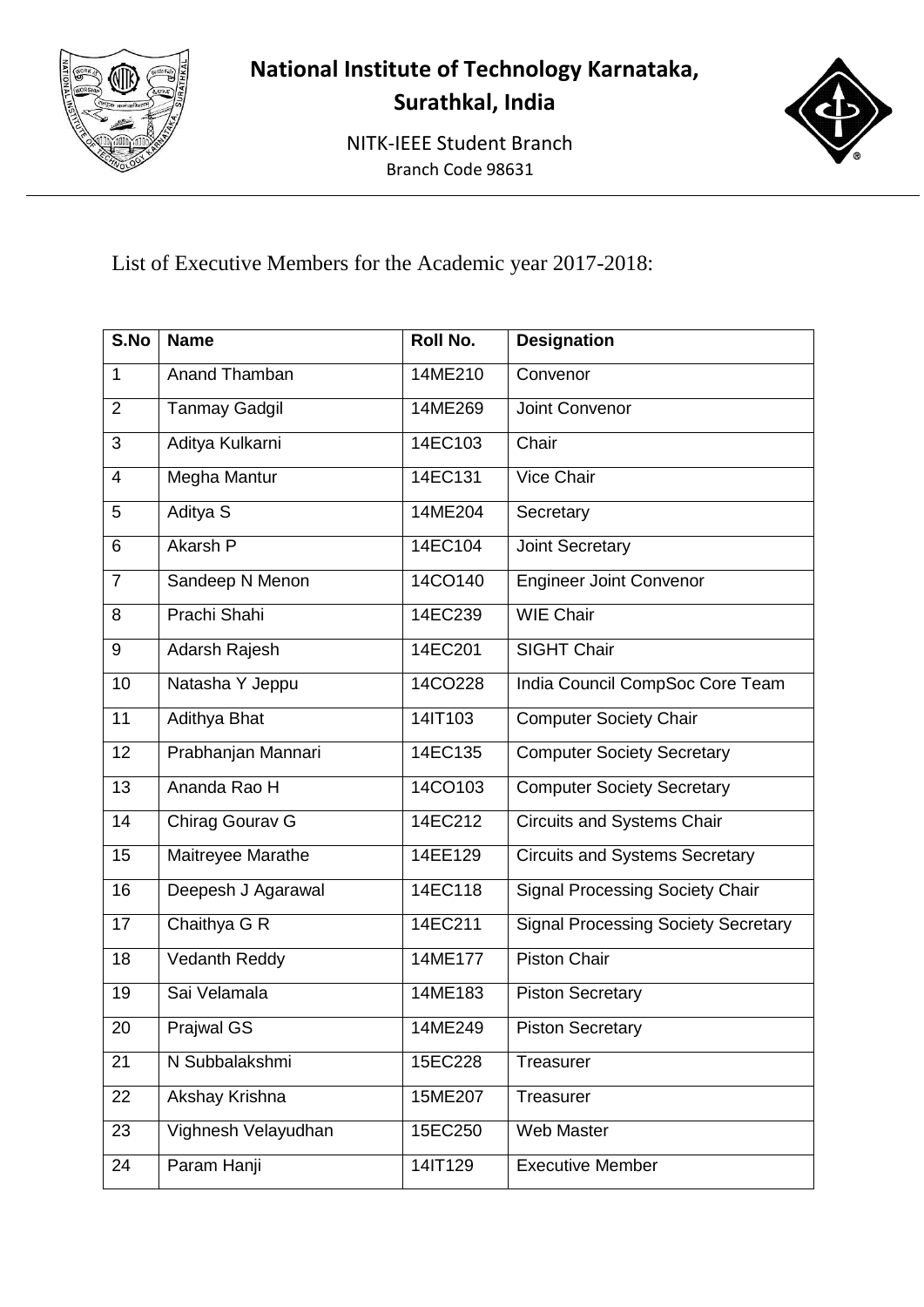# National Institute of Technology Karnataka, Surathkal, India

NITK-IEEE Student Branch

Branch Code 98631

List of Executive Members for the Academic year 2017-2018:

| S.No | Name | Roll No. | Designation |
|---|---|---|---|
| 1 | Anand Thamban | 14ME210 | Convenor |
| 2 | Tanmay Gadgil | 14ME269 | Joint Convenor |
| 3 | Aditya Kulkarni | 14EC103 | Chair |
| 4 | Megha Mantur | 14EC131 | Vice Chair |
| 5 | Aditya S | 14ME204 | Secretary |
| 6 | Akarsh P | 14EC104 | Joint Secretary |
| 7 | Sandeep N Menon | 14CO140 | Engineer Joint Convenor |
| 8 | Prachi Shahi | 14EC239 | WIE Chair |
| 9 | Adarsh Rajesh | 14EC201 | SIGHT Chair |
| 10 | Natasha Y Jeppu | 14CO228 | India Council CompSoc Core Team |
| 11 | Adithya Bhat | 14IT103 | Computer Society Chair |
| 12 | Prabhanjan Mannari | 14EC135 | Computer Society Secretary |
| 13 | Ananda Rao H | 14CO103 | Computer Society Secretary |
| 14 | Chirag Gourav G | 14EC212 | Circuits and Systems Chair |
| 15 | Maitreyee Marathe | 14EE129 | Circuits and Systems Secretary |
| 16 | Deepesh J Agarawal | 14EC118 | Signal Processing Society Chair |
| 17 | Chaithya G R | 14EC211 | Signal Processing Society Secretary |
| 18 | Vedanth Reddy | 14ME177 | Piston Chair |
| 19 | Sai Velamala | 14ME183 | Piston Secretary |
| 20 | Prajwal GS | 14ME249 | Piston Secretary |
| 21 | N Subbalakshmi | 15EC228 | Treasurer |
| 22 | Akshay Krishna | 15ME207 | Treasurer |
| 23 | Vighnesh Velayudhan | 15EC250 | Web Master |
| 24 | Param Hanji | 14IT129 | Executive Member |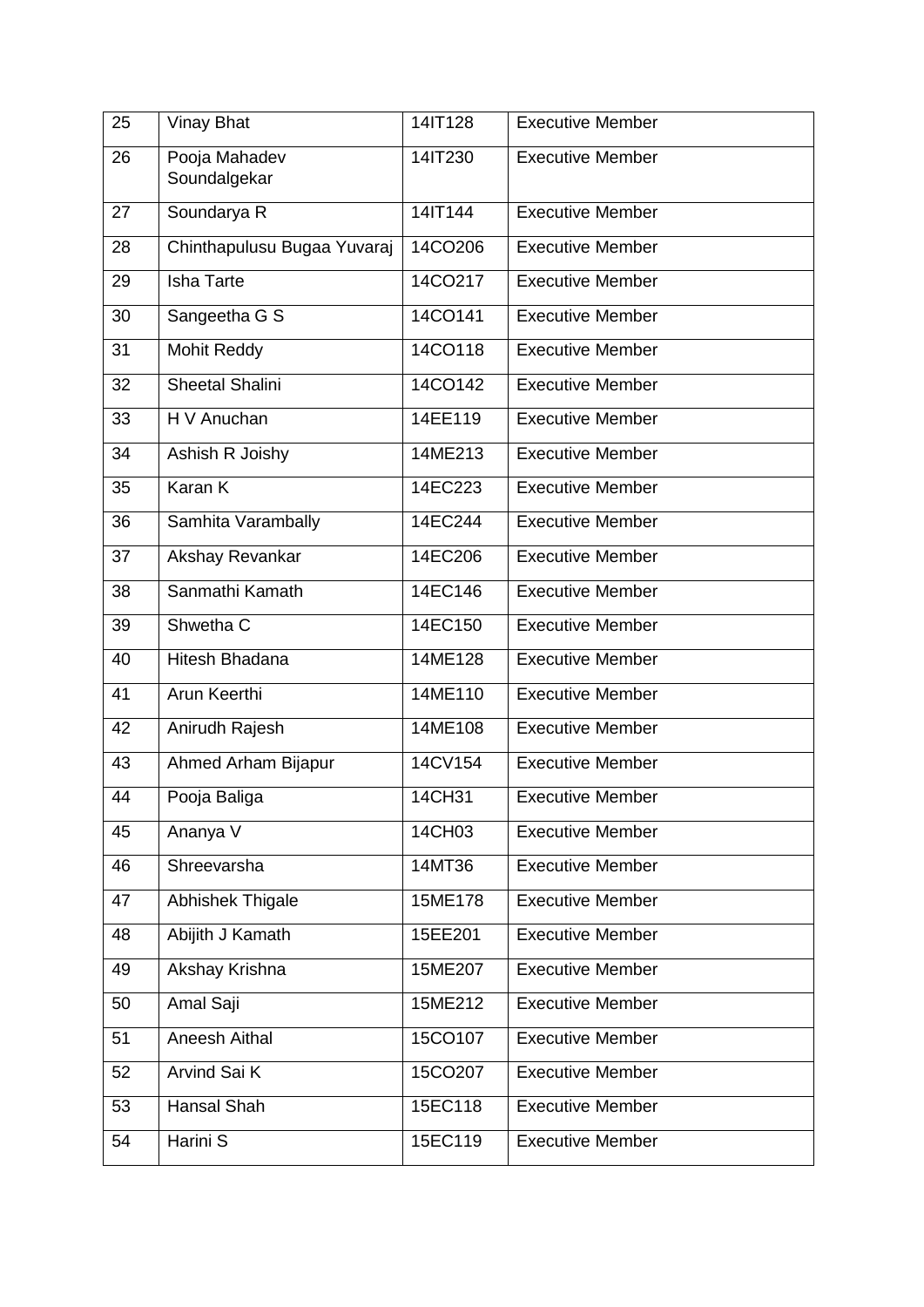| 25 | Vinay Bhat | 14IT128 | Executive Member |
|---|---|---|---|
| 26 | Pooja Mahadev Soundalgekar | 14IT230 | Executive Member |
| 27 | Soundarya R | 14IT144 | Executive Member |
| 28 | Chinthapulusu Bugaa Yuvaraj | 14CO206 | Executive Member |
| 29 | Isha Tarte | 14CO217 | Executive Member |
| 30 | Sangeetha G S | 14CO141 | Executive Member |
| 31 | Mohit Reddy | 14CO118 | Executive Member |
| 32 | Sheetal Shalini | 14CO142 | Executive Member |
| 33 | H V Anuchan | 14EE119 | Executive Member |
| 34 | Ashish R Joishy | 14ME213 | Executive Member |
| 35 | Karan K | 14EC223 | Executive Member |
| 36 | Samhita Varambally | 14EC244 | Executive Member |
| 37 | Akshay Revankar | 14EC206 | Executive Member |
| 38 | Sanmathi Kamath | 14EC146 | Executive Member |
| 39 | Shwetha C | 14EC150 | Executive Member |
| 40 | Hitesh Bhadana | 14ME128 | Executive Member |
| 41 | Arun Keerthi | 14ME110 | Executive Member |
| 42 | Anirudh Rajesh | 14ME108 | Executive Member |
| 43 | Ahmed Arham Bijapur | 14CV154 | Executive Member |
| 44 | Pooja Baliga | 14CH31 | Executive Member |
| 45 | Ananya V | 14CH03 | Executive Member |
| 46 | Shreevarsha | 14MT36 | Executive Member |
| 47 | Abhishek Thigale | 15ME178 | Executive Member |
| 48 | Abijith J Kamath | 15EE201 | Executive Member |
| 49 | Akshay Krishna | 15ME207 | Executive Member |
| 50 | Amal Saji | 15ME212 | Executive Member |
| 51 | Aneesh Aithal | 15CO107 | Executive Member |
| 52 | Arvind Sai K | 15CO207 | Executive Member |
| 53 | Hansal Shah | 15EC118 | Executive Member |
| 54 | Harini S | 15EC119 | Executive Member |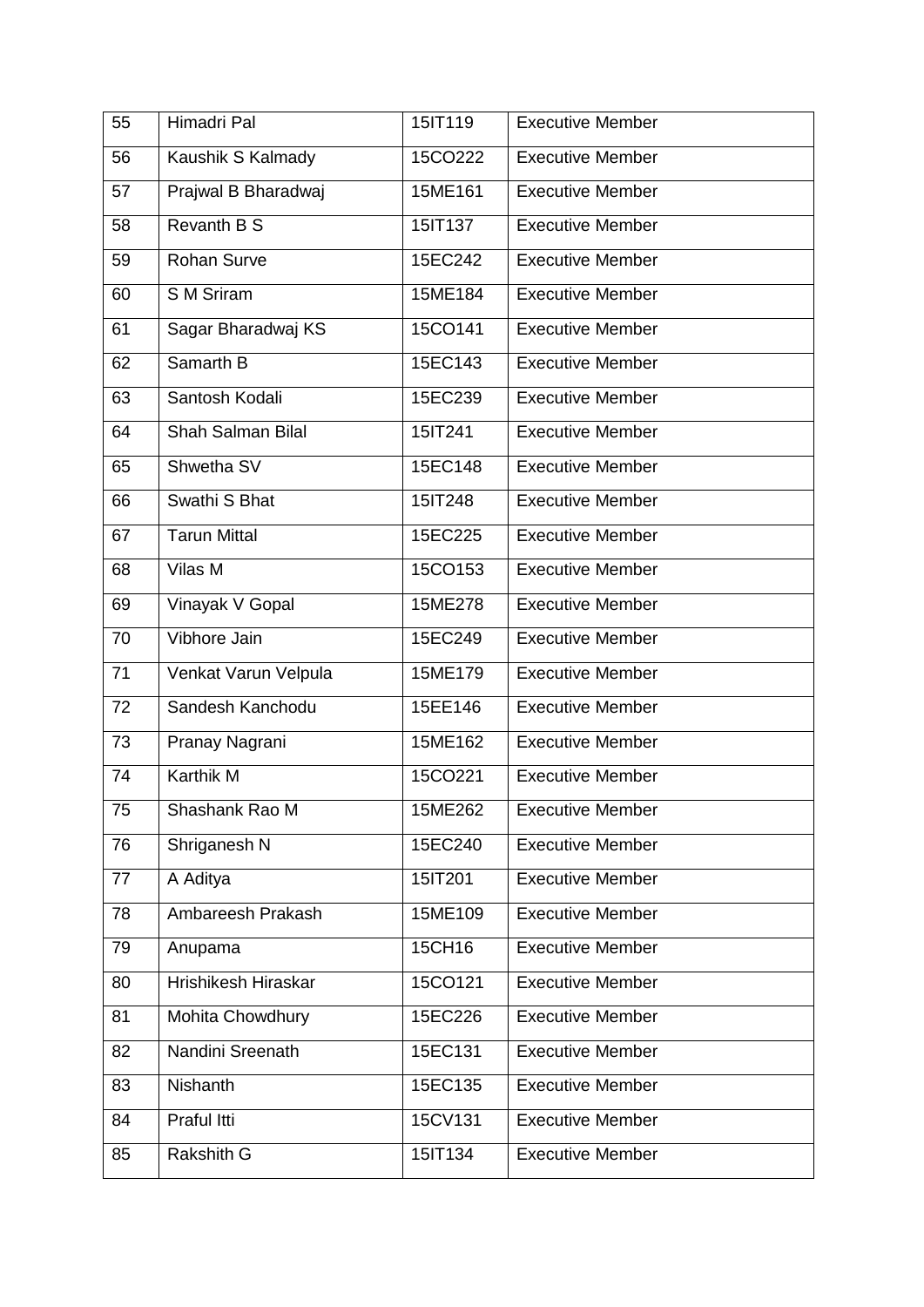| 55 | Himadri Pal | 15IT119 | Executive Member |
|---|---|---|---|
| 56 | Kaushik S Kalmady | 15CO222 | Executive Member |
| 57 | Prajwal B Bharadwaj | 15ME161 | Executive Member |
| 58 | Revanth B S | 15IT137 | Executive Member |
| 59 | Rohan Surve | 15EC242 | Executive Member |
| 60 | S M Sriram | 15ME184 | Executive Member |
| 61 | Sagar Bharadwaj KS | 15CO141 | Executive Member |
| 62 | Samarth B | 15EC143 | Executive Member |
| 63 | Santosh Kodali | 15EC239 | Executive Member |
| 64 | Shah Salman Bilal | 15IT241 | Executive Member |
| 65 | Shwetha SV | 15EC148 | Executive Member |
| 66 | Swathi S Bhat | 15IT248 | Executive Member |
| 67 | Tarun Mittal | 15EC225 | Executive Member |
| 68 | Vilas M | 15CO153 | Executive Member |
| 69 | Vinayak V Gopal | 15ME278 | Executive Member |
| 70 | Vibhore Jain | 15EC249 | Executive Member |
| 71 | Venkat Varun Velpula | 15ME179 | Executive Member |
| 72 | Sandesh Kanchodu | 15EE146 | Executive Member |
| 73 | Pranay Nagrani | 15ME162 | Executive Member |
| 74 | Karthik M | 15CO221 | Executive Member |
| 75 | Shashank Rao M | 15ME262 | Executive Member |
| 76 | Shriganesh N | 15EC240 | Executive Member |
| 77 | A Aditya | 15IT201 | Executive Member |
| 78 | Ambareesh Prakash | 15ME109 | Executive Member |
| 79 | Anupama | 15CH16 | Executive Member |
| 80 | Hrishikesh Hiraskar | 15CO121 | Executive Member |
| 81 | Mohita Chowdhury | 15EC226 | Executive Member |
| 82 | Nandini Sreenath | 15EC131 | Executive Member |
| 83 | Nishanth | 15EC135 | Executive Member |
| 84 | Praful Itti | 15CV131 | Executive Member |
| 85 | Rakshith G | 15IT134 | Executive Member |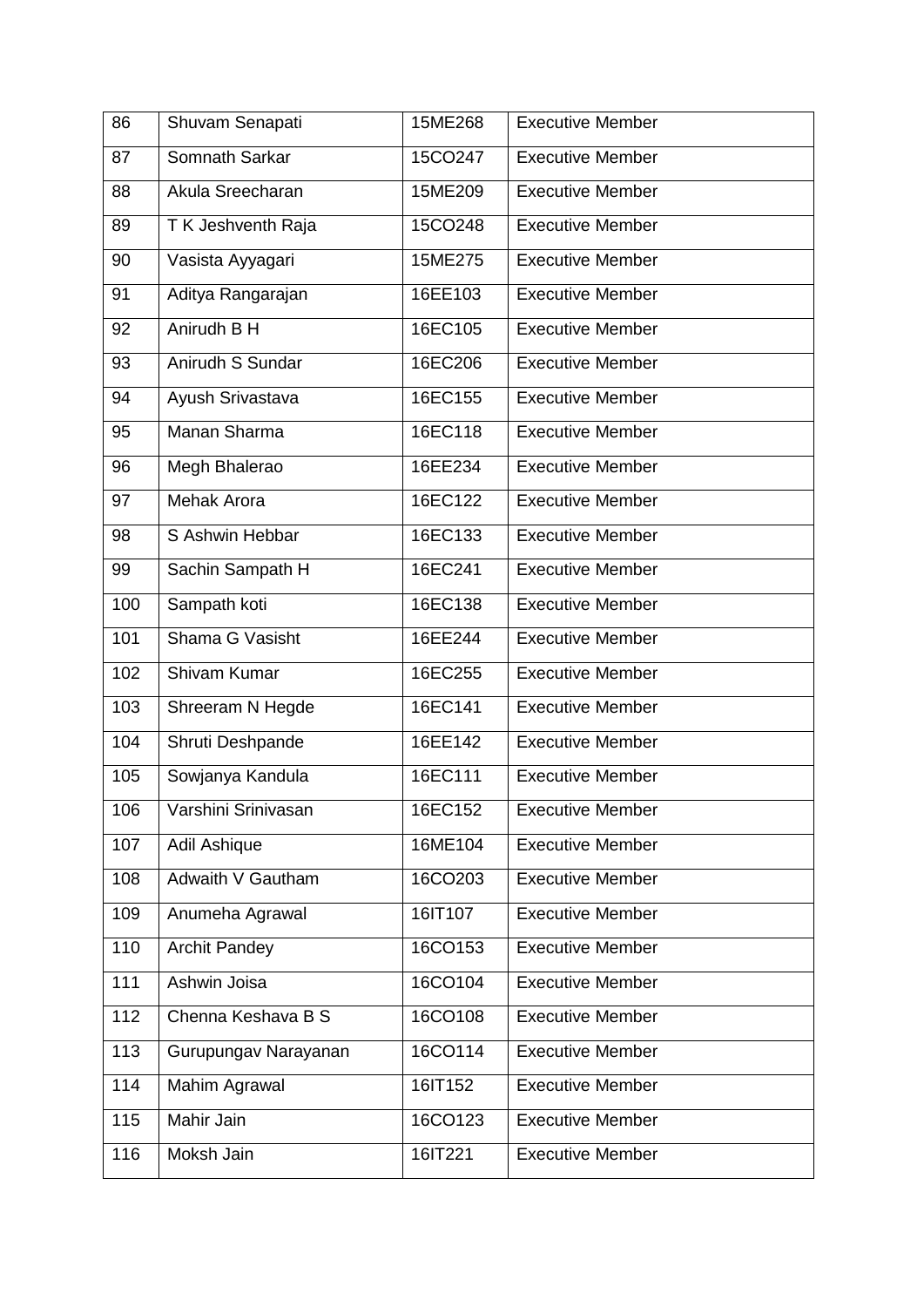| 86 | Shuvam Senapati | 15ME268 | Executive Member |
|---|---|---|---|
| 87 | Somnath Sarkar | 15CO247 | Executive Member |
| 88 | Akula Sreecharan | 15ME209 | Executive Member |
| 89 | T K Jeshventh Raja | 15CO248 | Executive Member |
| 90 | Vasista Ayyagari | 15ME275 | Executive Member |
| 91 | Aditya Rangarajan | 16EE103 | Executive Member |
| 92 | Anirudh B H | 16EC105 | Executive Member |
| 93 | Anirudh S Sundar | 16EC206 | Executive Member |
| 94 | Ayush Srivastava | 16EC155 | Executive Member |
| 95 | Manan Sharma | 16EC118 | Executive Member |
| 96 | Megh Bhalerao | 16EE234 | Executive Member |
| 97 | Mehak Arora | 16EC122 | Executive Member |
| 98 | S Ashwin Hebbar | 16EC133 | Executive Member |
| 99 | Sachin Sampath H | 16EC241 | Executive Member |
| 100 | Sampath koti | 16EC138 | Executive Member |
| 101 | Shama G Vasisht | 16EE244 | Executive Member |
| 102 | Shivam Kumar | 16EC255 | Executive Member |
| 103 | Shreeram N Hegde | 16EC141 | Executive Member |
| 104 | Shruti Deshpande | 16EE142 | Executive Member |
| 105 | Sowjanya Kandula | 16EC111 | Executive Member |
| 106 | Varshini Srinivasan | 16EC152 | Executive Member |
| 107 | Adil Ashique | 16ME104 | Executive Member |
| 108 | Adwaith V Gautham | 16CO203 | Executive Member |
| 109 | Anumeha Agrawal | 16IT107 | Executive Member |
| 110 | Archit Pandey | 16CO153 | Executive Member |
| 111 | Ashwin Joisa | 16CO104 | Executive Member |
| 112 | Chenna Keshava B S | 16CO108 | Executive Member |
| 113 | Gurupungav Narayanan | 16CO114 | Executive Member |
| 114 | Mahim Agrawal | 16IT152 | Executive Member |
| 115 | Mahir Jain | 16CO123 | Executive Member |
| 116 | Moksh Jain | 16IT221 | Executive Member |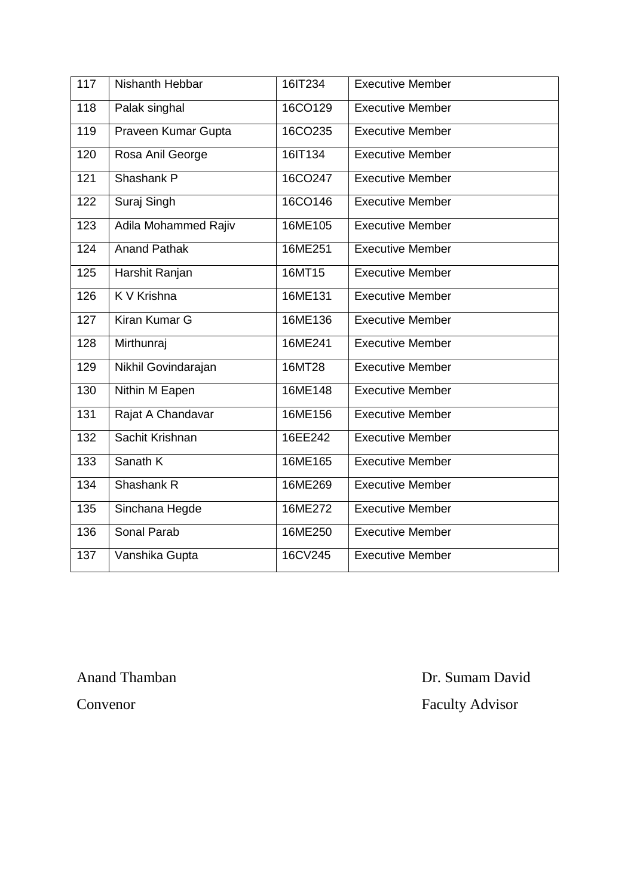| | | | |
|---|---|---|---|
| 117 | Nishanth Hebbar | 16IT234 | Executive Member |
| 118 | Palak singhal | 16CO129 | Executive Member |
| 119 | Praveen Kumar Gupta | 16CO235 | Executive Member |
| 120 | Rosa Anil George | 16IT134 | Executive Member |
| 121 | Shashank P | 16CO247 | Executive Member |
| 122 | Suraj Singh | 16CO146 | Executive Member |
| 123 | Adila Mohammed Rajiv | 16ME105 | Executive Member |
| 124 | Anand Pathak | 16ME251 | Executive Member |
| 125 | Harshit Ranjan | 16MT15 | Executive Member |
| 126 | K V Krishna | 16ME131 | Executive Member |
| 127 | Kiran Kumar G | 16ME136 | Executive Member |
| 128 | Mirthunraj | 16ME241 | Executive Member |
| 129 | Nikhil Govindarajan | 16MT28 | Executive Member |
| 130 | Nithin M Eapen | 16ME148 | Executive Member |
| 131 | Rajat A Chandavar | 16ME156 | Executive Member |
| 132 | Sachit Krishnan | 16EE242 | Executive Member |
| 133 | Sanath K | 16ME165 | Executive Member |
| 134 | Shashank R | 16ME269 | Executive Member |
| 135 | Sinchana Hegde | 16ME272 | Executive Member |
| 136 | Sonal Parab | 16ME250 | Executive Member |
| 137 | Vanshika Gupta | 16CV245 | Executive Member |

Anand Thamban
Convenor

Dr. Sumam David
Faculty Advisor